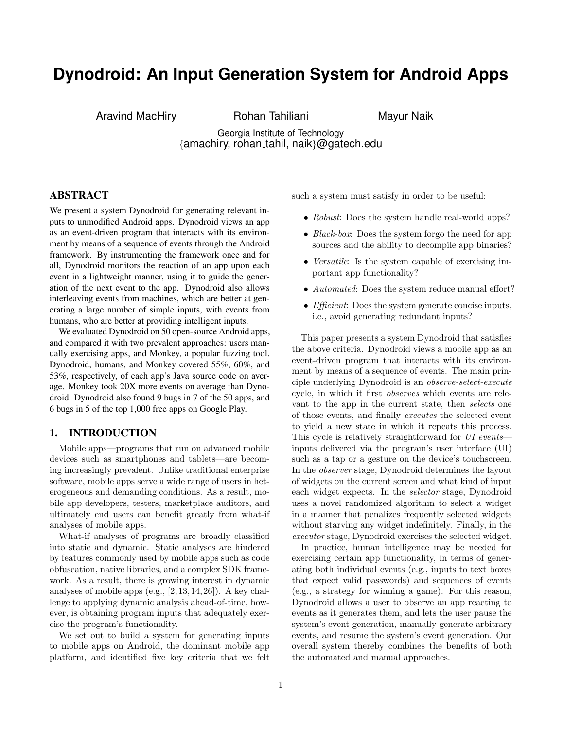# Dynodroid: An Input Generation System for Android Apps

Aravind MacHiry   Rohan Tahiliani   Mayur Naik

Georgia Institute of Technology
{amachiry, rohan_tahil, naik}@gatech.edu

## ABSTRACT

We present a system Dynodroid for generating relevant inputs to unmodified Android apps. Dynodroid views an app as an event-driven program that interacts with its environment by means of a sequence of events through the Android framework. By instrumenting the framework once and for all, Dynodroid monitors the reaction of an app upon each event in a lightweight manner, using it to guide the generation of the next event to the app. Dynodroid also allows interleaving events from machines, which are better at generating a large number of simple inputs, with events from humans, who are better at providing intelligent inputs.

We evaluated Dynodroid on 50 open-source Android apps, and compared it with two prevalent approaches: users manually exercising apps, and Monkey, a popular fuzzing tool. Dynodroid, humans, and Monkey covered 55%, 60%, and 53%, respectively, of each app's Java source code on average. Monkey took 20X more events on average than Dynodroid. Dynodroid also found 9 bugs in 7 of the 50 apps, and 6 bugs in 5 of the top 1,000 free apps on Google Play.

## 1. INTRODUCTION

Mobile apps—programs that run on advanced mobile devices such as smartphones and tablets—are becoming increasingly prevalent. Unlike traditional enterprise software, mobile apps serve a wide range of users in heterogeneous and demanding conditions. As a result, mobile app developers, testers, marketplace auditors, and ultimately end users can benefit greatly from what-if analyses of mobile apps.

What-if analyses of programs are broadly classified into static and dynamic. Static analyses are hindered by features commonly used by mobile apps such as code obfuscation, native libraries, and a complex SDK framework. As a result, there is growing interest in dynamic analyses of mobile apps (e.g., [2,13,14,26]). A key challenge to applying dynamic analysis ahead-of-time, however, is obtaining program inputs that adequately exercise the program's functionality.

We set out to build a system for generating inputs to mobile apps on Android, the dominant mobile app platform, and identified five key criteria that we felt such a system must satisfy in order to be useful:

- *Robust*: Does the system handle real-world apps?
- *Black-box*: Does the system forgo the need for app sources and the ability to decompile app binaries?
- *Versatile*: Is the system capable of exercising important app functionality?
- *Automated*: Does the system reduce manual effort?
- *Efficient*: Does the system generate concise inputs, i.e., avoid generating redundant inputs?

This paper presents a system Dynodroid that satisfies the above criteria. Dynodroid views a mobile app as an event-driven program that interacts with its environment by means of a sequence of events. The main principle underlying Dynodroid is an *observe-select-execute* cycle, in which it first *observes* which events are relevant to the app in the current state, then *selects* one of those events, and finally *executes* the selected event to yield a new state in which it repeats this process. This cycle is relatively straightforward for *UI events*—inputs delivered via the program's user interface (UI) such as a tap or a gesture on the device's touchscreen. In the *observer* stage, Dynodroid determines the layout of widgets on the current screen and what kind of input each widget expects. In the *selector* stage, Dynodroid uses a novel randomized algorithm to select a widget in a manner that penalizes frequently selected widgets without starving any widget indefinitely. Finally, in the *executor* stage, Dynodroid exercises the selected widget.

In practice, human intelligence may be needed for exercising certain app functionality, in terms of generating both individual events (e.g., inputs to text boxes that expect valid passwords) and sequences of events (e.g., a strategy for winning a game). For this reason, Dynodroid allows a user to observe an app reacting to events as it generates them, and lets the user pause the system's event generation, manually generate arbitrary events, and resume the system's event generation. Our overall system thereby combines the benefits of both the automated and manual approaches.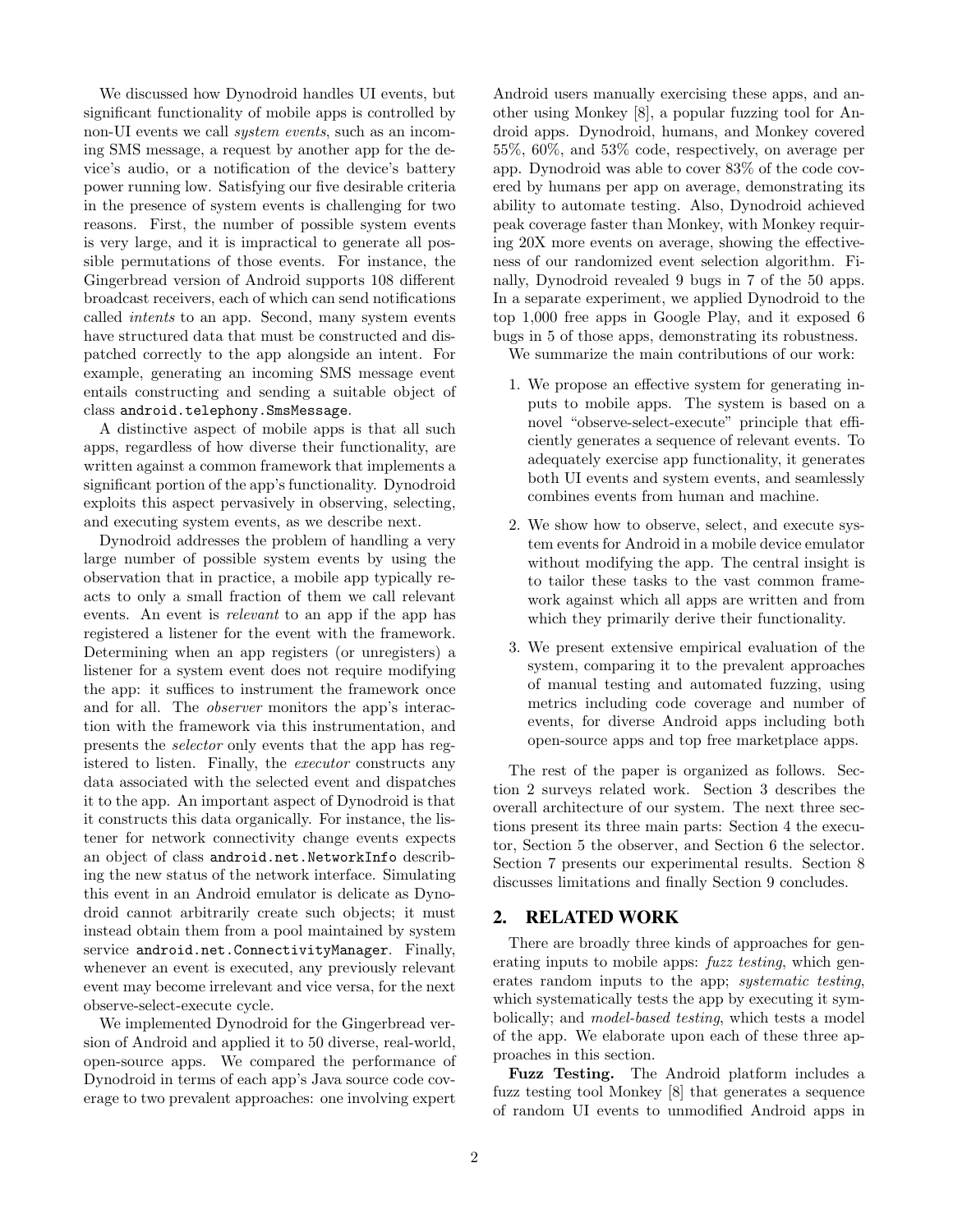We discussed how Dynodroid handles UI events, but significant functionality of mobile apps is controlled by non-UI events we call *system events*, such as an incoming SMS message, a request by another app for the device's audio, or a notification of the device's battery power running low. Satisfying our five desirable criteria in the presence of system events is challenging for two reasons. First, the number of possible system events is very large, and it is impractical to generate all possible permutations of those events. For instance, the Gingerbread version of Android supports 108 different broadcast receivers, each of which can send notifications called *intents* to an app. Second, many system events have structured data that must be constructed and dispatched correctly to the app alongside an intent. For example, generating an incoming SMS message event entails constructing and sending a suitable object of class `android.telephony.SmsMessage`.

A distinctive aspect of mobile apps is that all such apps, regardless of how diverse their functionality, are written against a common framework that implements a significant portion of the app's functionality. Dynodroid exploits this aspect pervasively in observing, selecting, and executing system events, as we describe next.

Dynodroid addresses the problem of handling a very large number of possible system events by using the observation that in practice, a mobile app typically reacts to only a small fraction of them we call relevant events. An event is *relevant* to an app if the app has registered a listener for the event with the framework. Determining when an app registers (or unregisters) a listener for a system event does not require modifying the app: it suffices to instrument the framework once and for all. The *observer* monitors the app's interaction with the framework via this instrumentation, and presents the *selector* only events that the app has registered to listen. Finally, the *executor* constructs any data associated with the selected event and dispatches it to the app. An important aspect of Dynodroid is that it constructs this data organically. For instance, the listener for network connectivity change events expects an object of class `android.net.NetworkInfo` describing the new status of the network interface. Simulating this event in an Android emulator is delicate as Dynodroid cannot arbitrarily create such objects; it must instead obtain them from a pool maintained by system service `android.net.ConnectivityManager`. Finally, whenever an event is executed, any previously relevant event may become irrelevant and vice versa, for the next observe-select-execute cycle.

We implemented Dynodroid for the Gingerbread version of Android and applied it to 50 diverse, real-world, open-source apps. We compared the performance of Dynodroid in terms of each app's Java source code coverage to two prevalent approaches: one involving expert Android users manually exercising these apps, and another using Monkey [8], a popular fuzzing tool for Android apps. Dynodroid, humans, and Monkey covered 55%, 60%, and 53% code, respectively, on average per app. Dynodroid was able to cover 83% of the code covered by humans per app on average, demonstrating its ability to automate testing. Also, Dynodroid achieved peak coverage faster than Monkey, with Monkey requiring 20X more events on average, showing the effectiveness of our randomized event selection algorithm. Finally, Dynodroid revealed 9 bugs in 7 of the 50 apps. In a separate experiment, we applied Dynodroid to the top 1,000 free apps in Google Play, and it exposed 6 bugs in 5 of those apps, demonstrating its robustness.

We summarize the main contributions of our work:

1. We propose an effective system for generating inputs to mobile apps. The system is based on a novel "observe-select-execute" principle that efficiently generates a sequence of relevant events. To adequately exercise app functionality, it generates both UI events and system events, and seamlessly combines events from human and machine.
2. We show how to observe, select, and execute system events for Android in a mobile device emulator without modifying the app. The central insight is to tailor these tasks to the vast common framework against which all apps are written and from which they primarily derive their functionality.
3. We present extensive empirical evaluation of the system, comparing it to the prevalent approaches of manual testing and automated fuzzing, using metrics including code coverage and number of events, for diverse Android apps including both open-source apps and top free marketplace apps.

The rest of the paper is organized as follows. Section 2 surveys related work. Section 3 describes the overall architecture of our system. The next three sections present its three main parts: Section 4 the executor, Section 5 the observer, and Section 6 the selector. Section 7 presents our experimental results. Section 8 discusses limitations and finally Section 9 concludes.

## 2. RELATED WORK

There are broadly three kinds of approaches for generating inputs to mobile apps: *fuzz testing*, which generates random inputs to the app; *systematic testing*, which systematically tests the app by executing it symbolically; and *model-based testing*, which tests a model of the app. We elaborate upon each of these three approaches in this section.

**Fuzz Testing.** The Android platform includes a fuzz testing tool Monkey [8] that generates a sequence of random UI events to unmodified Android apps in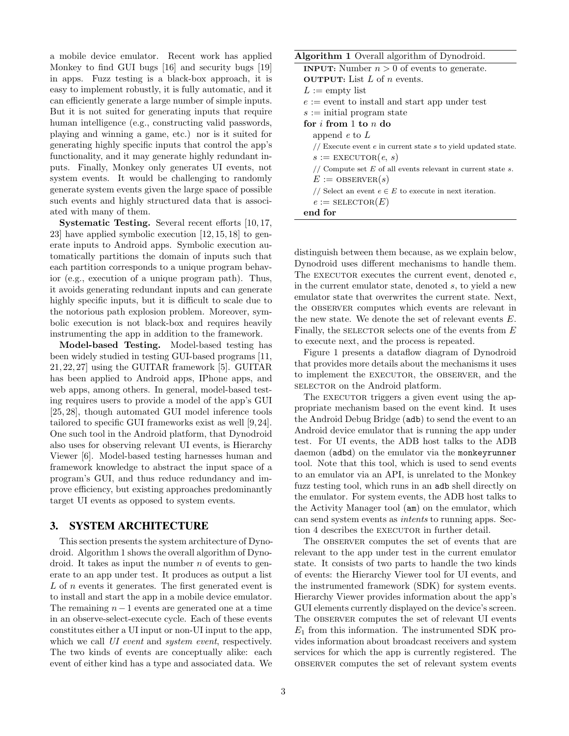a mobile device emulator. Recent work has applied Monkey to find GUI bugs [16] and security bugs [19] in apps. Fuzz testing is a black-box approach, it is easy to implement robustly, it is fully automatic, and it can efficiently generate a large number of simple inputs. But it is not suited for generating inputs that require human intelligence (e.g., constructing valid passwords, playing and winning a game, etc.) nor is it suited for generating highly specific inputs that control the app's functionality, and it may generate highly redundant inputs. Finally, Monkey only generates UI events, not system events. It would be challenging to randomly generate system events given the large space of possible such events and highly structured data that is associated with many of them.

**Systematic Testing.** Several recent efforts [10, 17, 23] have applied symbolic execution [12, 15, 18] to generate inputs to Android apps. Symbolic execution automatically partitions the domain of inputs such that each partition corresponds to a unique program behavior (e.g., execution of a unique program path). Thus, it avoids generating redundant inputs and can generate highly specific inputs, but it is difficult to scale due to the notorious path explosion problem. Moreover, symbolic execution is not black-box and requires heavily instrumenting the app in addition to the framework.

**Model-based Testing.** Model-based testing has been widely studied in testing GUI-based programs [11, 21, 22, 27] using the GUITAR framework [5]. GUITAR has been applied to Android apps, IPhone apps, and web apps, among others. In general, model-based testing requires users to provide a model of the app's GUI [25, 28], though automated GUI model inference tools tailored to specific GUI frameworks exist as well [9, 24]. One such tool in the Android platform, that Dynodroid also uses for observing relevant UI events, is Hierarchy Viewer [6]. Model-based testing harnesses human and framework knowledge to abstract the input space of a program's GUI, and thus reduce redundancy and improve efficiency, but existing approaches predominantly target UI events as opposed to system events.

## 3. SYSTEM ARCHITECTURE

This section presents the system architecture of Dynodroid. Algorithm 1 shows the overall algorithm of Dynodroid. It takes as input the number $n$ of events to generate to an app under test. It produces as output a list $L$ of $n$ events it generates. The first generated event is to install and start the app in a mobile device emulator. The remaining $n-1$ events are generated one at a time in an observe-select-execute cycle. Each of these events constitutes either a UI input or non-UI input to the app, which we call *UI event* and *system event*, respectively. The two kinds of events are conceptually alike: each event of either kind has a type and associated data. We distinguish between them because, as we explain below, Dynodroid uses different mechanisms to handle them. The EXECUTOR executes the current event, denoted $e$, in the current emulator state, denoted $s$, to yield a new emulator state that overwrites the current state. Next, the OBSERVER computes which events are relevant in the new state. We denote the set of relevant events $E$. Finally, the SELECTOR selects one of the events from $E$ to execute next, and the process is repeated.

**Algorithm 1** Overall algorithm of Dynodroid.

```
INPUT: Number n > 0 of events to generate.
OUTPUT: List L of n events.
L := empty list
e := event to install and start app under test
s := initial program state
for i from 1 to n do
    append e to L
    // Execute event e in current state s to yield updated state.
    s := EXECUTOR(e, s)
    // Compute set E of all events relevant in current state s.
    E := OBSERVER(s)
    // Select an event e ∈ E to execute in next iteration.
    e := SELECTOR(E)
end for
```

Figure 1 presents a dataflow diagram of Dynodroid that provides more details about the mechanisms it uses to implement the EXECUTOR, the OBSERVER, and the SELECTOR on the Android platform.

The EXECUTOR triggers a given event using the appropriate mechanism based on the event kind. It uses the Android Debug Bridge (`adb`) to send the event to an Android device emulator that is running the app under test. For UI events, the ADB host talks to the ADB daemon (`adbd`) on the emulator via the `monkeyrunner` tool. Note that this tool, which is used to send events to an emulator via an API, is unrelated to the Monkey fuzz testing tool, which runs in an `adb` shell directly on the emulator. For system events, the ADB host talks to the Activity Manager tool (`am`) on the emulator, which can send system events as *intents* to running apps. Section 4 describes the EXECUTOR in further detail.

The OBSERVER computes the set of events that are relevant to the app under test in the current emulator state. It consists of two parts to handle the two kinds of events: the Hierarchy Viewer tool for UI events, and the instrumented framework (SDK) for system events. Hierarchy Viewer provides information about the app's GUI elements currently displayed on the device's screen. The OBSERVER computes the set of relevant UI events $E_1$ from this information. The instrumented SDK provides information about broadcast receivers and system services for which the app is currently registered. The OBSERVER computes the set of relevant system events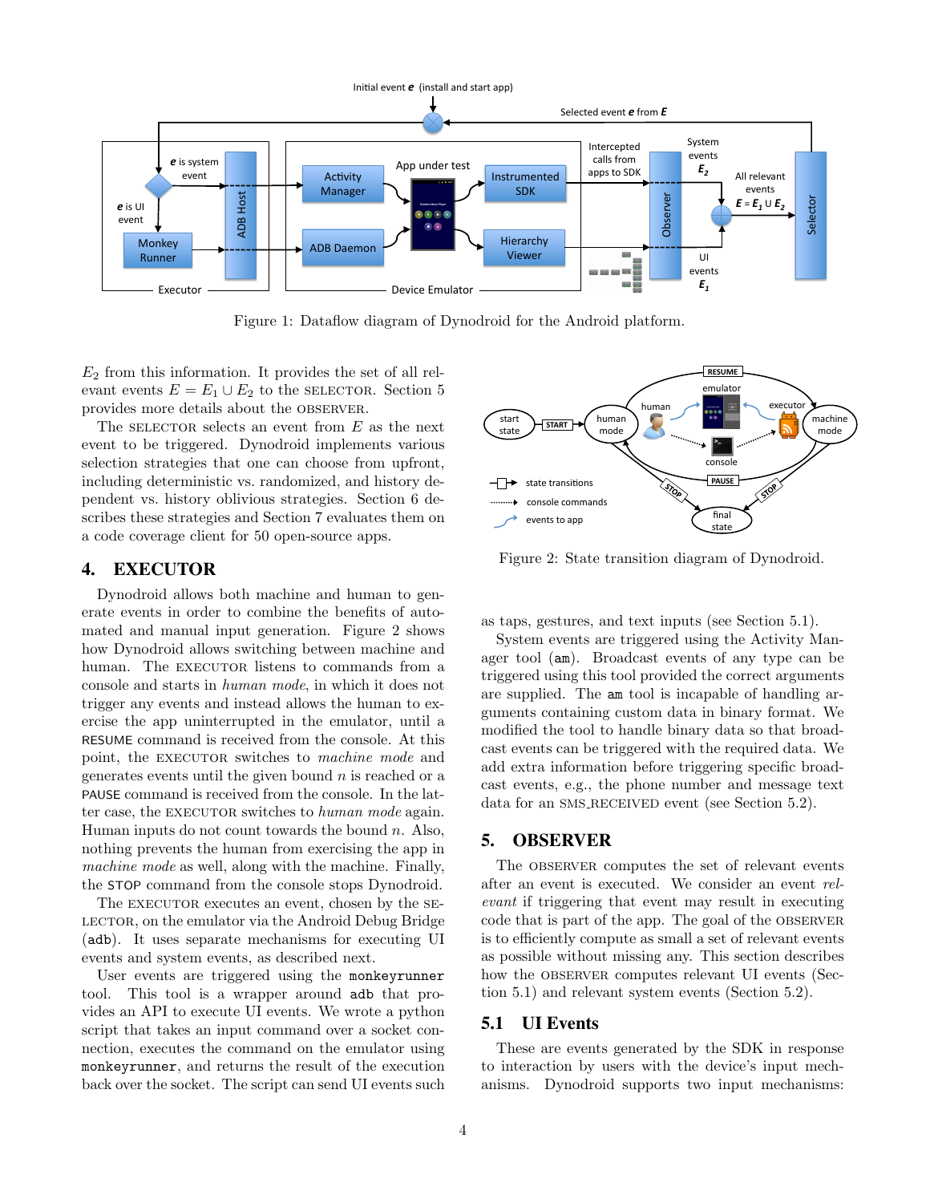Figure 1: Dataflow diagram of Dynodroid for the Android platform.

Figure 2: State transition diagram of Dynodroid.

$E_2$ from this information. It provides the set of all relevant events $E = E_1 \cup E_2$ to the SELECTOR. Section 5 provides more details about the OBSERVER.

The SELECTOR selects an event from $E$ as the next event to be triggered. Dynodroid implements various selection strategies that one can choose from upfront, including deterministic vs. randomized, and history dependent vs. history oblivious strategies. Section 6 describes these strategies and Section 7 evaluates them on a code coverage client for 50 open-source apps.

## 4. EXECUTOR

Dynodroid allows both machine and human to generate events in order to combine the benefits of automated and manual input generation. Figure 2 shows how Dynodroid allows switching between machine and human. The EXECUTOR listens to commands from a console and starts in *human mode*, in which it does not trigger any events and instead allows the human to exercise the app uninterrupted in the emulator, until a RESUME command is received from the console. At this point, the EXECUTOR switches to *machine mode* and generates events until the given bound $n$ is reached or a PAUSE command is received from the console. In the latter case, the EXECUTOR switches to *human mode* again. Human inputs do not count towards the bound $n$. Also, nothing prevents the human from exercising the app in *machine mode* as well, along with the machine. Finally, the STOP command from the console stops Dynodroid.

The EXECUTOR executes an event, chosen by the SELECTOR, on the emulator via the Android Debug Bridge (`adb`). It uses separate mechanisms for executing UI events and system events, as described next.

User events are triggered using the `monkeyrunner` tool. This tool is a wrapper around `adb` that provides an API to execute UI events. We wrote a python script that takes an input command over a socket connection, executes the command on the emulator using `monkeyrunner`, and returns the result of the execution back over the socket. The script can send UI events such as taps, gestures, and text inputs (see Section 5.1).

System events are triggered using the Activity Manager tool (`am`). Broadcast events of any type can be triggered using this tool provided the correct arguments are supplied. The `am` tool is incapable of handling arguments containing custom data in binary format. We modified the tool to handle binary data so that broadcast events can be triggered with the required data. We add extra information before triggering specific broadcast events, e.g., the phone number and message text data for an SMS_RECEIVED event (see Section 5.2).

## 5. OBSERVER

The OBSERVER computes the set of relevant events after an event is executed. We consider an event *relevant* if triggering that event may result in executing code that is part of the app. The goal of the OBSERVER is to efficiently compute as small a set of relevant events as possible without missing any. This section describes how the OBSERVER computes relevant UI events (Section 5.1) and relevant system events (Section 5.2).

### 5.1 UI Events

These are events generated by the SDK in response to interaction by users with the device's input mechanisms. Dynodroid supports two input mechanisms: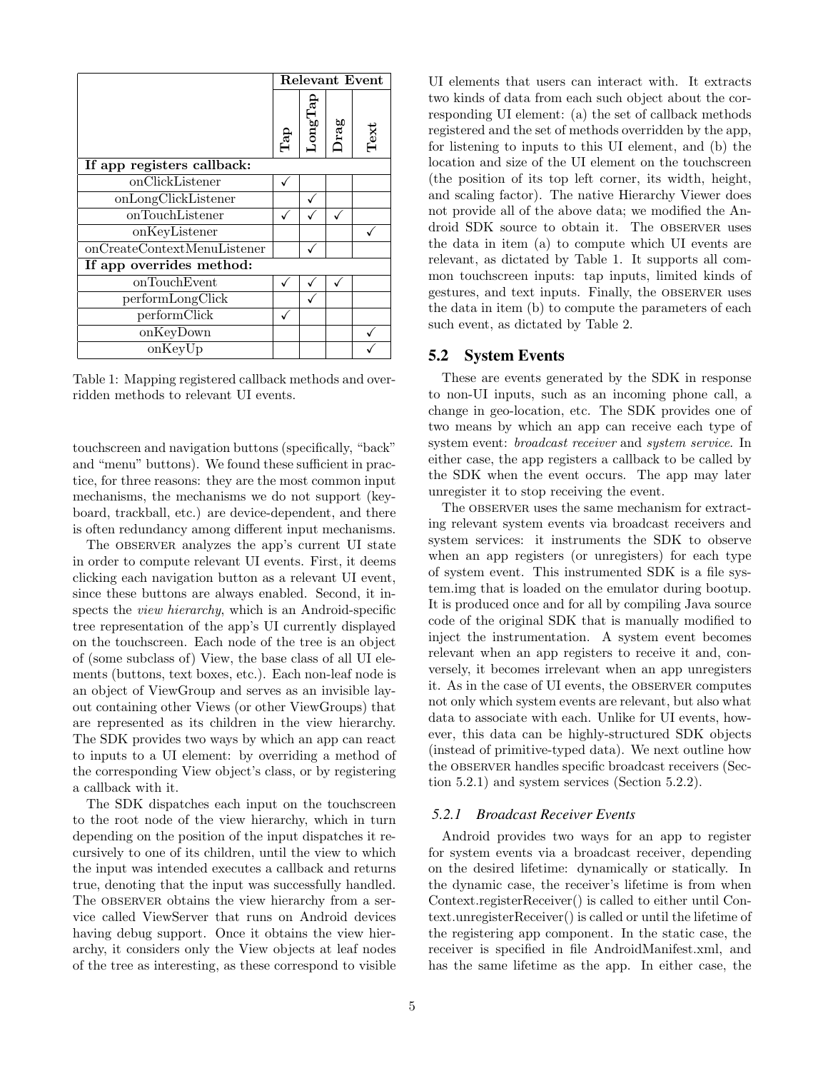|  | Relevant Event | | | |
|---|---|---|---|---|
|  | Tap | LongTap | Drag | Text |
| **If app registers callback:** | | | | |
| onClickListener | ✓ | | | |
| onLongClickListener | | ✓ | | |
| onTouchListener | ✓ | ✓ | ✓ | |
| onKeyListener | | | | ✓ |
| onCreateContextMenuListener | | ✓ | | |
| **If app overrides method:** | | | | |
| onTouchEvent | ✓ | ✓ | ✓ | |
| performLongClick | | ✓ | | |
| performClick | ✓ | | | |
| onKeyDown | | | | ✓ |
| onKeyUp | | | | ✓ |

Table 1: Mapping registered callback methods and overridden methods to relevant UI events.

touchscreen and navigation buttons (specifically, "back" and "menu" buttons). We found these sufficient in practice, for three reasons: they are the most common input mechanisms, the mechanisms we do not support (keyboard, trackball, etc.) are device-dependent, and there is often redundancy among different input mechanisms.

The OBSERVER analyzes the app's current UI state in order to compute relevant UI events. First, it deems clicking each navigation button as a relevant UI event, since these buttons are always enabled. Second, it inspects the *view hierarchy*, which is an Android-specific tree representation of the app's UI currently displayed on the touchscreen. Each node of the tree is an object of (some subclass of) View, the base class of all UI elements (buttons, text boxes, etc.). Each non-leaf node is an object of ViewGroup and serves as an invisible layout containing other Views (or other ViewGroups) that are represented as its children in the view hierarchy. The SDK provides two ways by which an app can react to inputs to a UI element: by overriding a method of the corresponding View object's class, or by registering a callback with it.

The SDK dispatches each input on the touchscreen to the root node of the view hierarchy, which in turn depending on the position of the input dispatches it recursively to one of its children, until the view to which the input was intended executes a callback and returns true, denoting that the input was successfully handled. The OBSERVER obtains the view hierarchy from a service called ViewServer that runs on Android devices having debug support. Once it obtains the view hierarchy, it considers only the View objects at leaf nodes of the tree as interesting, as these correspond to visible UI elements that users can interact with. It extracts two kinds of data from each such object about the corresponding UI element: (a) the set of callback methods registered and the set of methods overridden by the app, for listening to inputs to this UI element, and (b) the location and size of the UI element on the touchscreen (the position of its top left corner, its width, height, and scaling factor). The native Hierarchy Viewer does not provide all of the above data; we modified the Android SDK source to obtain it. The OBSERVER uses the data in item (a) to compute which UI events are relevant, as dictated by Table 1. It supports all common touchscreen inputs: tap inputs, limited kinds of gestures, and text inputs. Finally, the OBSERVER uses the data in item (b) to compute the parameters of each such event, as dictated by Table 2.

## 5.2 System Events

These are events generated by the SDK in response to non-UI inputs, such as an incoming phone call, a change in geo-location, etc. The SDK provides one of two means by which an app can receive each type of system event: *broadcast receiver* and *system service*. In either case, the app registers a callback to be called by the SDK when the event occurs. The app may later unregister it to stop receiving the event.

The OBSERVER uses the same mechanism for extracting relevant system events via broadcast receivers and system services: it instruments the SDK to observe when an app registers (or unregisters) for each type of system event. This instrumented SDK is a file system.img that is loaded on the emulator during bootup. It is produced once and for all by compiling Java source code of the original SDK that is manually modified to inject the instrumentation. A system event becomes relevant when an app registers to receive it and, conversely, it becomes irrelevant when an app unregisters it. As in the case of UI events, the OBSERVER computes not only which system events are relevant, but also what data to associate with each. Unlike for UI events, however, this data can be highly-structured SDK objects (instead of primitive-typed data). We next outline how the OBSERVER handles specific broadcast receivers (Section 5.2.1) and system services (Section 5.2.2).

### 5.2.1 Broadcast Receiver Events

Android provides two ways for an app to register for system events via a broadcast receiver, depending on the desired lifetime: dynamically or statically. In the dynamic case, the receiver's lifetime is from when Context.registerReceiver() is called to either until Context.unregisterReceiver() is called or until the lifetime of the registering app component. In the static case, the receiver is specified in file AndroidManifest.xml, and has the same lifetime as the app. In either case, the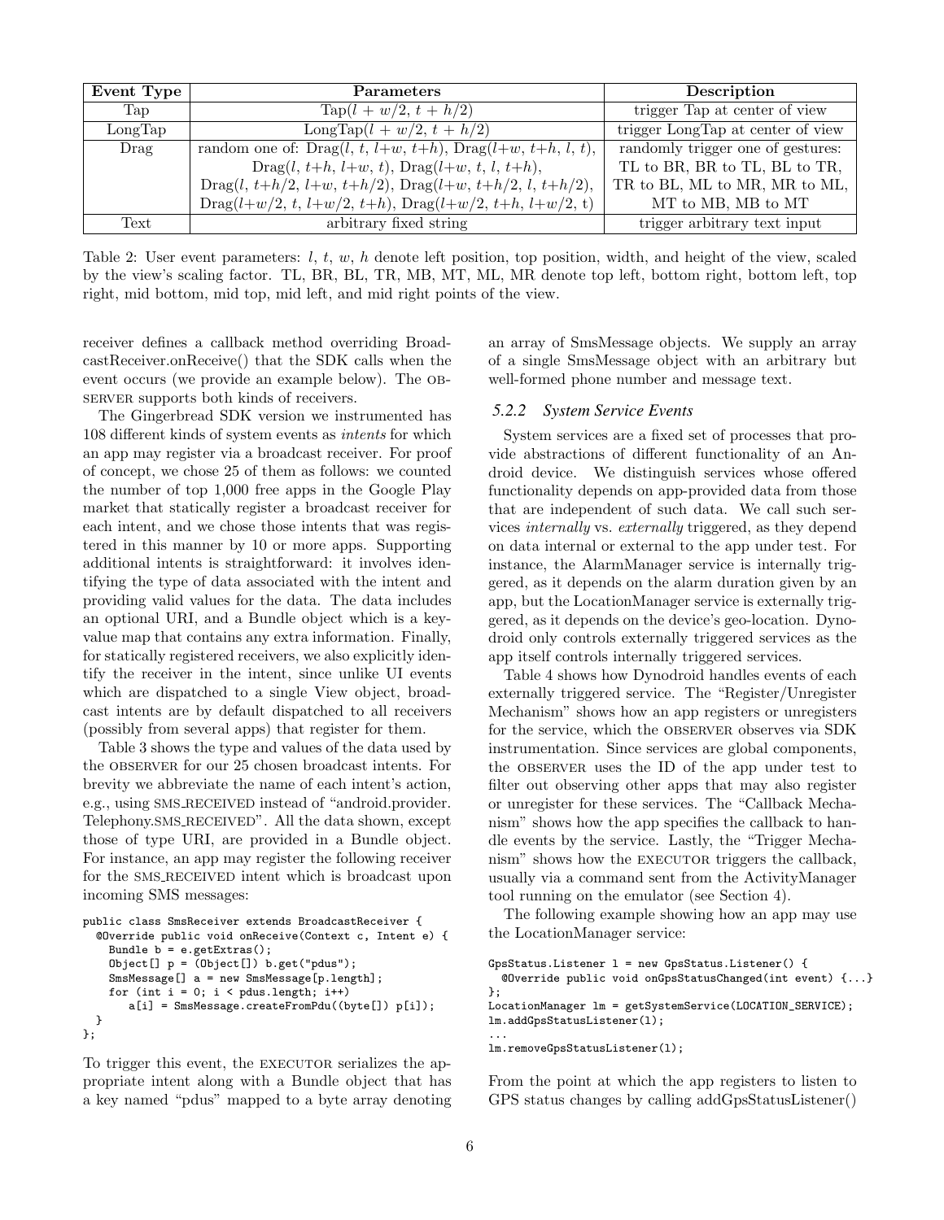| Event Type | Parameters | Description |
|---|---|---|
| Tap | Tap($l + w/2$, $t + h/2$) | trigger Tap at center of view |
| LongTap | LongTap($l + w/2$, $t + h/2$) | trigger LongTap at center of view |
| Drag | random one of: Drag($l$, $t$, $l$+$w$, $t$+$h$), Drag($l$+$w$, $t$+$h$, $l$, $t$), Drag($l$, $t$+$h$, $l$+$w$, $t$), Drag($l$+$w$, $t$, $l$, $t$+$h$), Drag($l$, $t$+$h/2$, $l$+$w$, $t$+$h/2$), Drag($l$+$w$, $t$+$h/2$, $l$, $t$+$h/2$), Drag($l$+$w/2$, $t$, $l$+$w/2$, $t$+$h$), Drag($l$+$w/2$, $t$+$h$, $l$+$w/2$, t) | randomly trigger one of gestures: TL to BR, BR to TL, BL to TR, TR to BL, ML to MR, MR to ML, MT to MB, MB to MT |
| Text | arbitrary fixed string | trigger arbitrary text input |

Table 2: User event parameters: $l$, $t$, $w$, $h$ denote left position, top position, width, and height of the view, scaled by the view's scaling factor. TL, BR, BL, TR, MB, MT, ML, MR denote top left, bottom right, bottom left, top right, mid bottom, mid top, mid left, and mid right points of the view.

receiver defines a callback method overriding BroadcastReceiver.onReceive() that the SDK calls when the event occurs (we provide an example below). The OBSERVER supports both kinds of receivers.

The Gingerbread SDK version we instrumented has 108 different kinds of system events as *intents* for which an app may register via a broadcast receiver. For proof of concept, we chose 25 of them as follows: we counted the number of top 1,000 free apps in the Google Play market that statically register a broadcast receiver for each intent, and we chose those intents that was registered in this manner by 10 or more apps. Supporting additional intents is straightforward: it involves identifying the type of data associated with the intent and providing valid values for the data. The data includes an optional URI, and a Bundle object which is a key-value map that contains any extra information. Finally, for statically registered receivers, we also explicitly identify the receiver in the intent, since unlike UI events which are dispatched to a single View object, broadcast intents are by default dispatched to all receivers (possibly from several apps) that register for them.

Table 3 shows the type and values of the data used by the OBSERVER for our 25 chosen broadcast intents. For brevity we abbreviate the name of each intent's action, e.g., using SMS_RECEIVED instead of "android.provider.Telephony.SMS_RECEIVED". All the data shown, except those of type URI, are provided in a Bundle object. For instance, an app may register the following receiver for the SMS_RECEIVED intent which is broadcast upon incoming SMS messages:

```
public class SmsReceiver extends BroadcastReceiver {
  @Override public void onReceive(Context c, Intent e) {
    Bundle b = e.getExtras();
    Object[] p = (Object[]) b.get("pdus");
    SmsMessage[] a = new SmsMessage[p.length];
    for (int i = 0; i < pdus.length; i++)
       a[i] = SmsMessage.createFromPdu((byte[]) p[i]);
  }
};
```

To trigger this event, the EXECUTOR serializes the appropriate intent along with a Bundle object that has a key named "pdus" mapped to a byte array denoting an array of SmsMessage objects. We supply an array of a single SmsMessage object with an arbitrary but well-formed phone number and message text.

### 5.2.2 System Service Events

System services are a fixed set of processes that provide abstractions of different functionality of an Android device. We distinguish services whose offered functionality depends on app-provided data from those that are independent of such data. We call such services *internally* vs. *externally* triggered, as they depend on data internal or external to the app under test. For instance, the AlarmManager service is internally triggered, as it depends on the alarm duration given by an app, but the LocationManager service is externally triggered, as it depends on the device's geo-location. Dynodroid only controls externally triggered services as the app itself controls internally triggered services.

Table 4 shows how Dynodroid handles events of each externally triggered service. The "Register/Unregister Mechanism" shows how an app registers or unregisters for the service, which the OBSERVER observes via SDK instrumentation. Since services are global components, the OBSERVER uses the ID of the app under test to filter out observing other apps that may also register or unregister for these services. The "Callback Mechanism" shows how the app specifies the callback to handle events by the service. Lastly, the "Trigger Mechanism" shows how the EXECUTOR triggers the callback, usually via a command sent from the ActivityManager tool running on the emulator (see Section 4).

The following example showing how an app may use the LocationManager service:

```
GpsStatus.Listener l = new GpsStatus.Listener() {
  @Override public void onGpsStatusChanged(int event) {...}
};
LocationManager lm = getSystemService(LOCATION_SERVICE);
lm.addGpsStatusListener(l);
...
lm.removeGpsStatusListener(l);
```

From the point at which the app registers to listen to GPS status changes by calling addGpsStatusListener()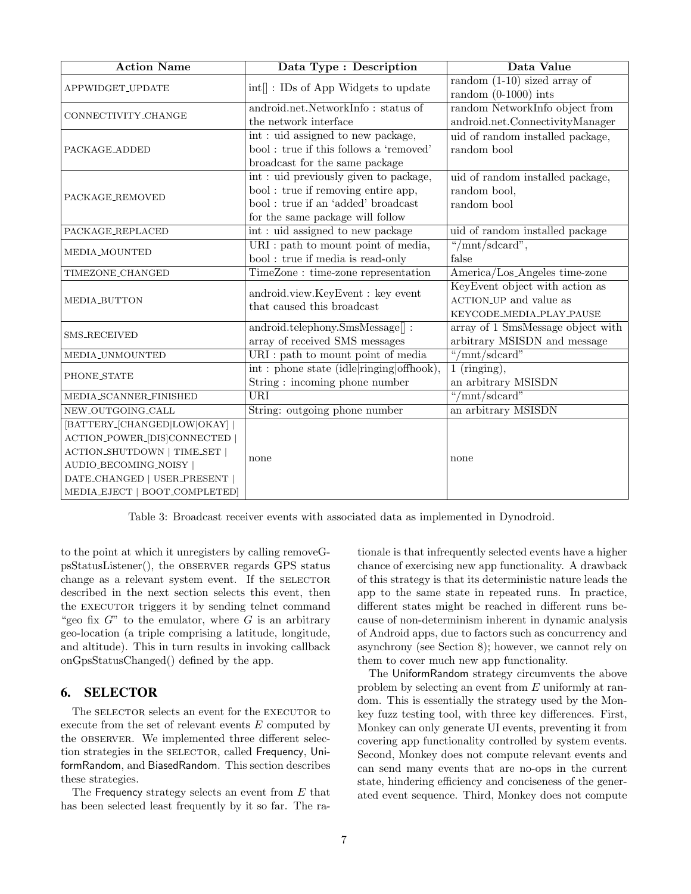| Action Name | Data Type : Description | Data Value |
| --- | --- | --- |
| APPWIDGET_UPDATE | int[] : IDs of App Widgets to update | random (1-10) sized array of random (0-1000) ints |
| CONNECTIVITY_CHANGE | android.net.NetworkInfo : status of the network interface | random NetworkInfo object from android.net.ConnectivityManager |
| PACKAGE_ADDED | int : uid assigned to new package, bool : true if this follows a 'removed' broadcast for the same package | uid of random installed package, random bool |
| PACKAGE_REMOVED | int : uid previously given to package, bool : true if removing entire app, bool : true if an 'added' broadcast for the same package will follow | uid of random installed package, random bool, random bool |
| PACKAGE_REPLACED | int : uid assigned to new package | uid of random installed package |
| MEDIA_MOUNTED | URI : path to mount point of media, bool : true if media is read-only | "/mnt/sdcard", false |
| TIMEZONE_CHANGED | TimeZone : time-zone representation | America/Los_Angeles time-zone |
| MEDIA_BUTTON | android.view.KeyEvent : key event that caused this broadcast | KeyEvent object with action as ACTION_UP and value as KEYCODE_MEDIA_PLAY_PAUSE |
| SMS_RECEIVED | android.telephony.SmsMessage[] : array of received SMS messages | array of 1 SmsMessage object with arbitrary MSISDN and message |
| MEDIA_UNMOUNTED | URI : path to mount point of media | "/mnt/sdcard" |
| PHONE_STATE | int : phone state (idle\|ringing\|offhook), String : incoming phone number | 1 (ringing), an arbitrary MSISDN |
| MEDIA_SCANNER_FINISHED | URI | "/mnt/sdcard" |
| NEW_OUTGOING_CALL | String: outgoing phone number | an arbitrary MSISDN |
| [BATTERY_[CHANGED\|LOW\|OKAY] \| ACTION_POWER_[DIS]CONNECTED \| ACTION_SHUTDOWN \| TIME_SET \| AUDIO_BECOMING_NOISY \| DATE_CHANGED \| USER_PRESENT \| MEDIA_EJECT \| BOOT_COMPLETED] | none | none |

Table 3: Broadcast receiver events with associated data as implemented in Dynodroid.

to the point at which it unregisters by calling removeGpsStatusListener(), the OBSERVER regards GPS status change as a relevant system event. If the SELECTOR described in the next section selects this event, then the EXECUTOR triggers it by sending telnet command "geo fix $G$" to the emulator, where $G$ is an arbitrary geo-location (a triple comprising a latitude, longitude, and altitude). This in turn results in invoking callback onGpsStatusChanged() defined by the app.

## 6. SELECTOR

The SELECTOR selects an event for the EXECUTOR to execute from the set of relevant events $E$ computed by the OBSERVER. We implemented three different selection strategies in the SELECTOR, called Frequency, UniformRandom, and BiasedRandom. This section describes these strategies.

The Frequency strategy selects an event from $E$ that has been selected least frequently by it so far. The rationale is that infrequently selected events have a higher chance of exercising new app functionality. A drawback of this strategy is that its deterministic nature leads the app to the same state in repeated runs. In practice, different states might be reached in different runs because of non-determinism inherent in dynamic analysis of Android apps, due to factors such as concurrency and asynchrony (see Section 8); however, we cannot rely on them to cover much new app functionality.

The UniformRandom strategy circumvents the above problem by selecting an event from $E$ uniformly at random. This is essentially the strategy used by the Monkey fuzz testing tool, with three key differences. First, Monkey can only generate UI events, preventing it from covering app functionality controlled by system events. Second, Monkey does not compute relevant events and can send many events that are no-ops in the current state, hindering efficiency and conciseness of the generated event sequence. Third, Monkey does not compute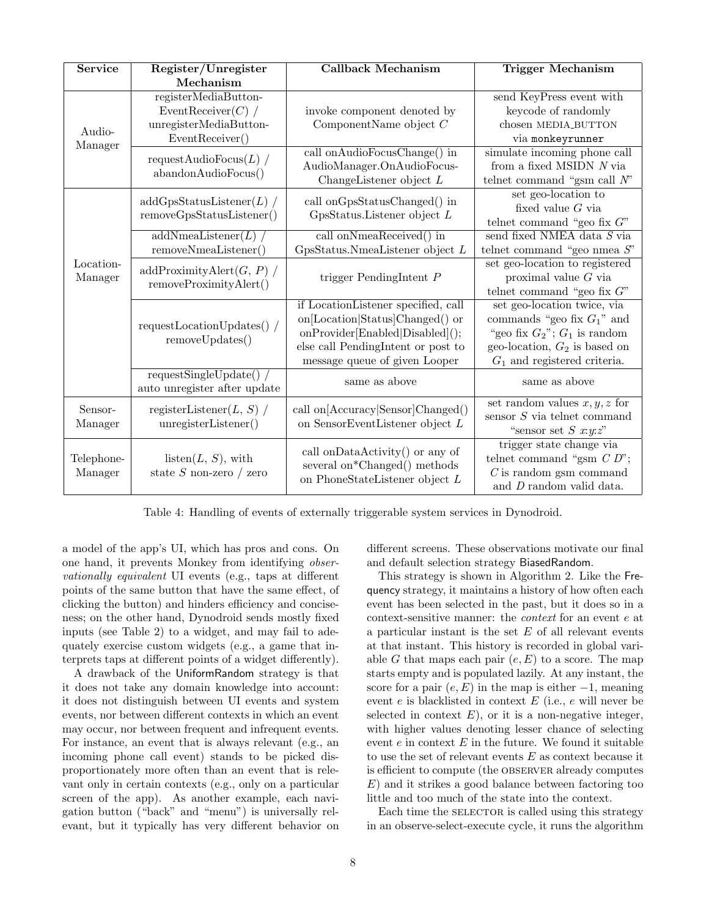| Service | Register/Unregister Mechanism | Callback Mechanism | Trigger Mechanism |
|---|---|---|---|
| Audio-Manager | registerMediaButton-EventReceiver($C$) / unregisterMediaButton-EventReceiver() | invoke component denoted by ComponentName object $C$ | send KeyPress event with keycode of randomly chosen MEDIA_BUTTON via `monkeyrunner` |
| | requestAudioFocus($L$) / abandonAudioFocus() | call onAudioFocusChange() in AudioManager.OnAudioFocus-ChangeListener object $L$ | simulate incoming phone call from a fixed MSIDN $N$ via telnet command "gsm call $N$" |
| Location-Manager | addGpsStatusListener($L$) / removeGpsStatusListener() | call onGpsStatusChanged() in GpsStatus.Listener object $L$ | set geo-location to fixed value $G$ via telnet command "geo fix $G$" |
| | addNmeaListener($L$) / removeNmeaListener() | call onNmeaReceived() in GpsStatus.NmeaListener object $L$ | send fixed NMEA data $S$ via telnet command "geo nmea $S$" |
| | addProximityAlert($G$, $P$) / removeProximityAlert() | trigger PendingIntent $P$ | set geo-location to registered proximal value $G$ via telnet command "geo fix $G$" |
| | requestLocationUpdates() / removeUpdates() | if LocationListener specified, call on[Location\|Status]Changed() or onProvider[Enabled\|Disabled](); else call PendingIntent or post to message queue of given Looper | set geo-location twice, via commands "geo fix $G_1$" and "geo fix $G_2$"; $G_1$ is random geo-location, $G_2$ is based on $G_1$ and registered criteria. |
| | requestSingleUpdate() / auto unregister after update | same as above | same as above |
| Sensor-Manager | registerListener($L$, $S$) / unregisterListener() | call on[Accuracy\|Sensor]Changed() on SensorEventListener object $L$ | set random values $x, y, z$ for sensor $S$ via telnet command "sensor set $S$ $x$:$y$:$z$" |
| Telephone-Manager | listen($L$, $S$), with state $S$ non-zero / zero | call onDataActivity() or any of several on*Changed() methods on PhoneStateListener object $L$ | trigger state change via telnet command "gsm $C$ $D$"; $C$ is random gsm command and $D$ random valid data. |

Table 4: Handling of events of externally triggerable system services in Dynodroid.

a model of the app's UI, which has pros and cons. On one hand, it prevents Monkey from identifying *observationally equivalent* UI events (e.g., taps at different points of the same button that have the same effect, of clicking the button) and hinders efficiency and conciseness; on the other hand, Dynodroid sends mostly fixed inputs (see Table 2) to a widget, and may fail to adequately exercise custom widgets (e.g., a game that interprets taps at different points of a widget differently).

A drawback of the UniformRandom strategy is that it does not take any domain knowledge into account: it does not distinguish between UI events and system events, nor between different contexts in which an event may occur, nor between frequent and infrequent events. For instance, an event that is always relevant (e.g., an incoming phone call event) stands to be picked disproportionately more often than an event that is relevant only in certain contexts (e.g., only on a particular screen of the app). As another example, each navigation button ("back" and "menu") is universally relevant, but it typically has very different behavior on different screens. These observations motivate our final and default selection strategy BiasedRandom.

This strategy is shown in Algorithm 2. Like the Frequency strategy, it maintains a history of how often each event has been selected in the past, but it does so in a context-sensitive manner: the *context* for an event $e$ at a particular instant is the set $E$ of all relevant events at that instant. This history is recorded in global variable $G$ that maps each pair $(e, E)$ to a score. The map starts empty and is populated lazily. At any instant, the score for a pair $(e, E)$ in the map is either $-1$, meaning event $e$ is blacklisted in context $E$ (i.e., $e$ will never be selected in context $E$), or it is a non-negative integer, with higher values denoting lesser chance of selecting event $e$ in context $E$ in the future. We found it suitable to use the set of relevant events $E$ as context because it is efficient to compute (the OBSERVER already computes $E$) and it strikes a good balance between factoring too little and too much of the state into the context.

Each time the SELECTOR is called using this strategy in an observe-select-execute cycle, it runs the algorithm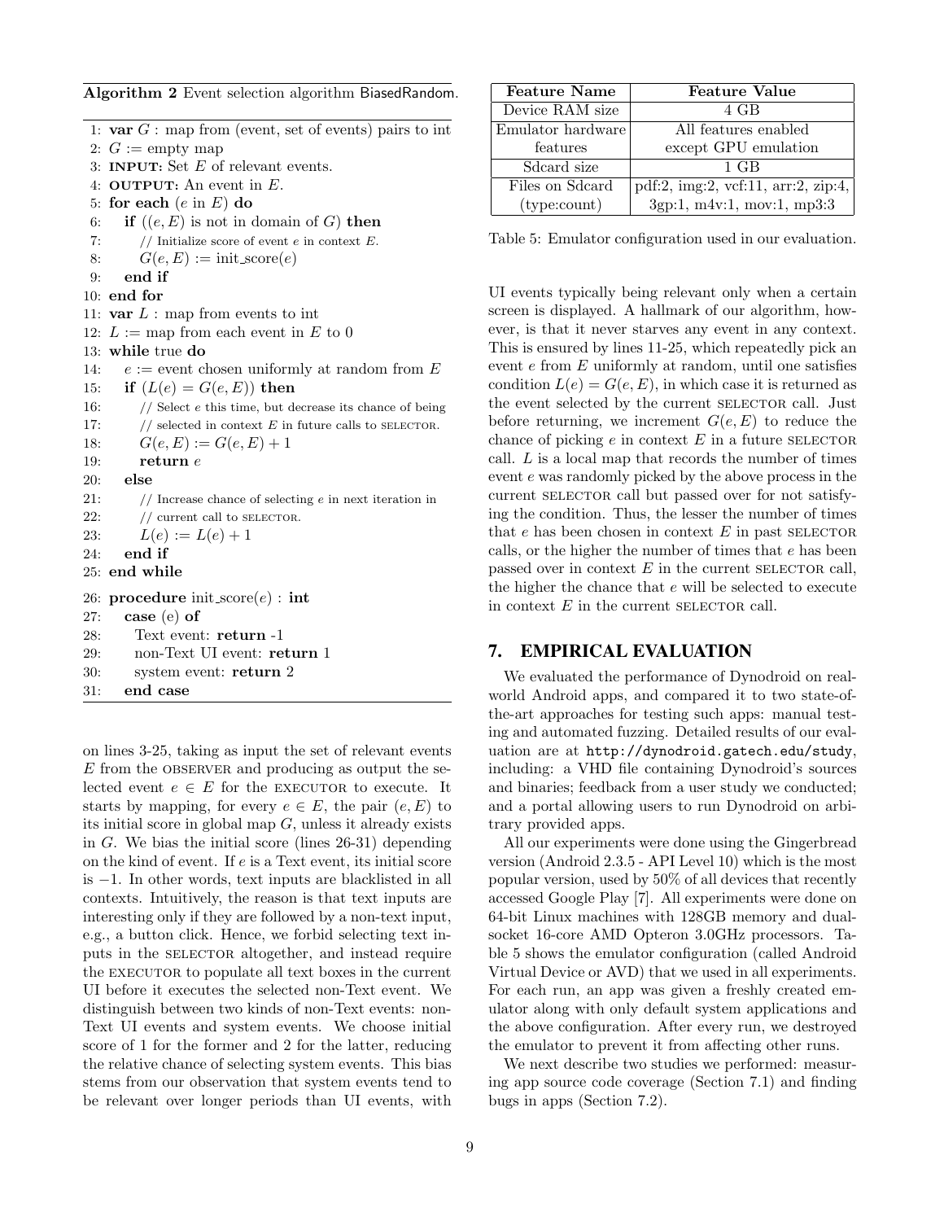**Algorithm 2** Event selection algorithm BiasedRandom.

```
1: var G : map from (event, set of events) pairs to int
2: G := empty map
3: INPUT: Set E of relevant events.
4: OUTPUT: An event in E.
5: for each (e in E) do
6:   if ((e, E) is not in domain of G) then
7:     // Initialize score of event e in context E.
8:     G(e, E) := init_score(e)
9:   end if
10: end for
11: var L : map from events to int
12: L := map from each event in E to 0
13: while true do
14:   e := event chosen uniformly at random from E
15:   if (L(e) = G(e, E)) then
16:     // Select e this time, but decrease its chance of being
17:     // selected in context E in future calls to SELECTOR.
18:     G(e, E) := G(e, E) + 1
19:     return e
20:   else
21:     // Increase chance of selecting e in next iteration in
22:     // current call to SELECTOR.
23:     L(e) := L(e) + 1
24:   end if
25: end while
26: procedure init_score(e) : int
27:   case (e) of
28:     Text event: return -1
29:     non-Text UI event: return 1
30:     system event: return 2
31:   end case
```

on lines 3-25, taking as input the set of relevant events $E$ from the OBSERVER and producing as output the selected event $e \in E$ for the EXECUTOR to execute. It starts by mapping, for every $e \in E$, the pair $(e, E)$ to its initial score in global map $G$, unless it already exists in $G$. We bias the initial score (lines 26-31) depending on the kind of event. If $e$ is a Text event, its initial score is $-1$. In other words, text inputs are blacklisted in all contexts. Intuitively, the reason is that text inputs are interesting only if they are followed by a non-text input, e.g., a button click. Hence, we forbid selecting text inputs in the SELECTOR altogether, and instead require the EXECUTOR to populate all text boxes in the current UI before it executes the selected non-Text event. We distinguish between two kinds of non-Text events: non-Text UI events and system events. We choose initial score of 1 for the former and 2 for the latter, reducing the relative chance of selecting system events. This bias stems from our observation that system events tend to be relevant over longer periods than UI events, with UI events typically being relevant only when a certain screen is displayed. A hallmark of our algorithm, however, is that it never starves any event in any context. This is ensured by lines 11-25, which repeatedly pick an event $e$ from $E$ uniformly at random, until one satisfies condition $L(e) = G(e, E)$, in which case it is returned as the event selected by the current SELECTOR call. Just before returning, we increment $G(e, E)$ to reduce the chance of picking $e$ in context $E$ in a future SELECTOR call. $L$ is a local map that records the number of times event $e$ was randomly picked by the above process in the current SELECTOR call but passed over for not satisfying the condition. Thus, the lesser the number of times that $e$ has been chosen in context $E$ in past SELECTOR calls, or the higher the number of times that $e$ has been passed over in context $E$ in the current SELECTOR call, the higher the chance that $e$ will be selected to execute in context $E$ in the current SELECTOR call.

| Feature Name | Feature Value |
|---|---|
| Device RAM size | 4 GB |
| Emulator hardware features | All features enabled except GPU emulation |
| Sdcard size | 1 GB |
| Files on Sdcard (type:count) | pdf:2, img:2, vcf:11, arr:2, zip:4, 3gp:1, m4v:1, mov:1, mp3:3 |

Table 5: Emulator configuration used in our evaluation.

## 7. EMPIRICAL EVALUATION

We evaluated the performance of Dynodroid on real-world Android apps, and compared it to two state-of-the-art approaches for testing such apps: manual testing and automated fuzzing. Detailed results of our evaluation are at http://dynodroid.gatech.edu/study, including: a VHD file containing Dynodroid's sources and binaries; feedback from a user study we conducted; and a portal allowing users to run Dynodroid on arbitrary provided apps.

All our experiments were done using the Gingerbread version (Android 2.3.5 - API Level 10) which is the most popular version, used by 50% of all devices that recently accessed Google Play [7]. All experiments were done on 64-bit Linux machines with 128GB memory and dual-socket 16-core AMD Opteron 3.0GHz processors. Table 5 shows the emulator configuration (called Android Virtual Device or AVD) that we used in all experiments. For each run, an app was given a freshly created emulator along with only default system applications and the above configuration. After every run, we destroyed the emulator to prevent it from affecting other runs.

We next describe two studies we performed: measuring app source code coverage (Section 7.1) and finding bugs in apps (Section 7.2).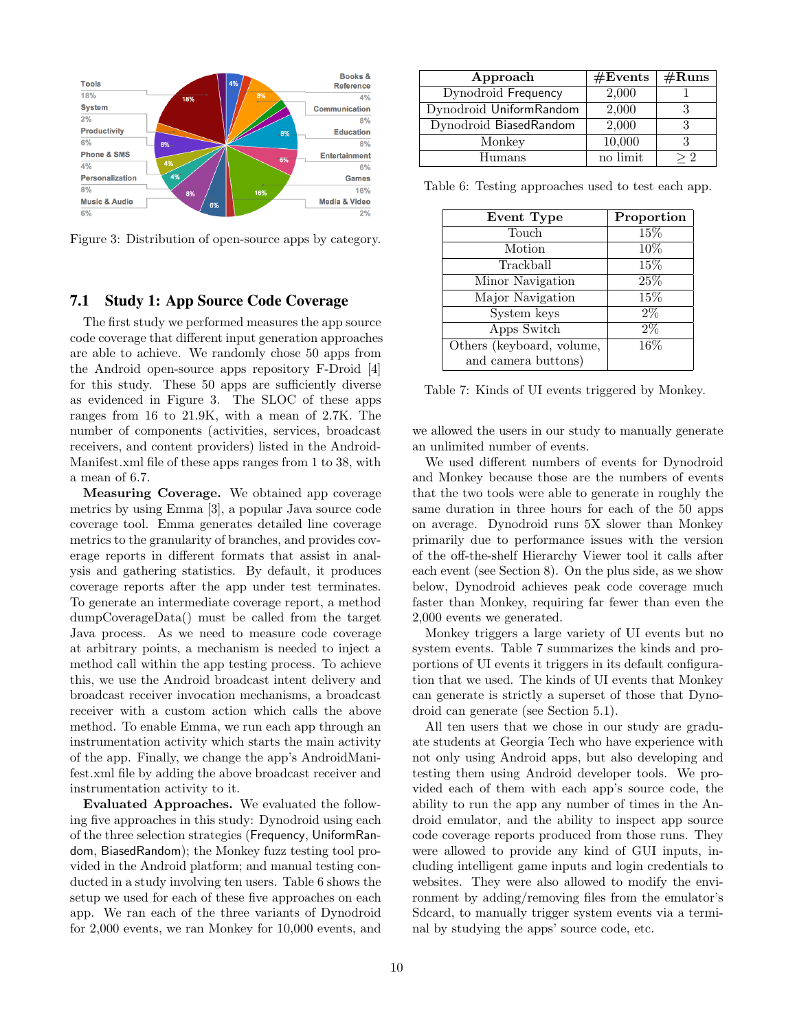Figure 3: Distribution of open-source apps by category.

### 7.1 Study 1: App Source Code Coverage

The first study we performed measures the app source code coverage that different input generation approaches are able to achieve. We randomly chose 50 apps from the Android open-source apps repository F-Droid [4] for this study. These 50 apps are sufficiently diverse as evidenced in Figure 3. The SLOC of these apps ranges from 16 to 21.9K, with a mean of 2.7K. The number of components (activities, services, broadcast receivers, and content providers) listed in the AndroidManifest.xml file of these apps ranges from 1 to 38, with a mean of 6.7.

**Measuring Coverage.** We obtained app coverage metrics by using Emma [3], a popular Java source code coverage tool. Emma generates detailed line coverage metrics to the granularity of branches, and provides coverage reports in different formats that assist in analysis and gathering statistics. By default, it produces coverage reports after the app under test terminates. To generate an intermediate coverage report, a method dumpCoverageData() must be called from the target Java process. As we need to measure code coverage at arbitrary points, a mechanism is needed to inject a method call within the app testing process. To achieve this, we use the Android broadcast intent delivery and broadcast receiver invocation mechanisms, a broadcast receiver with a custom action which calls the above method. To enable Emma, we run each app through an instrumentation activity which starts the main activity of the app. Finally, we change the app's AndroidManifest.xml file by adding the above broadcast receiver and instrumentation activity to it.

**Evaluated Approaches.** We evaluated the following five approaches in this study: Dynodroid using each of the three selection strategies (Frequency, UniformRandom, BiasedRandom); the Monkey fuzz testing tool provided in the Android platform; and manual testing conducted in a study involving ten users. Table 6 shows the setup we used for each of these five approaches on each app. We ran each of the three variants of Dynodroid for 2,000 events, we ran Monkey for 10,000 events, and we allowed the users in our study to manually generate an unlimited number of events.

| Approach | #Events | #Runs |
|---|---|---|
| Dynodroid Frequency | 2,000 | 1 |
| Dynodroid UniformRandom | 2,000 | 3 |
| Dynodroid BiasedRandom | 2,000 | 3 |
| Monkey | 10,000 | 3 |
| Humans | no limit | $\geq 2$ |

Table 6: Testing approaches used to test each app.

| Event Type | Proportion |
|---|---|
| Touch | 15% |
| Motion | 10% |
| Trackball | 15% |
| Minor Navigation | 25% |
| Major Navigation | 15% |
| System keys | 2% |
| Apps Switch | 2% |
| Others (keyboard, volume, and camera buttons) | 16% |

Table 7: Kinds of UI events triggered by Monkey.

We used different numbers of events for Dynodroid and Monkey because those are the numbers of events that the two tools were able to generate in roughly the same duration in three hours for each of the 50 apps on average. Dynodroid runs 5X slower than Monkey primarily due to performance issues with the version of the off-the-shelf Hierarchy Viewer tool it calls after each event (see Section 8). On the plus side, as we show below, Dynodroid achieves peak code coverage much faster than Monkey, requiring far fewer than even the 2,000 events we generated.

Monkey triggers a large variety of UI events but no system events. Table 7 summarizes the kinds and proportions of UI events it triggers in its default configuration that we used. The kinds of UI events that Monkey can generate is strictly a superset of those that Dynodroid can generate (see Section 5.1).

All ten users that we chose in our study are graduate students at Georgia Tech who have experience with not only using Android apps, but also developing and testing them using Android developer tools. We provided each of them with each app's source code, the ability to run the app any number of times in the Android emulator, and the ability to inspect app source code coverage reports produced from those runs. They were allowed to provide any kind of GUI inputs, including intelligent game inputs and login credentials to websites. They were also allowed to modify the environment by adding/removing files from the emulator's Sdcard, to manually trigger system events via a terminal by studying the apps' source code, etc.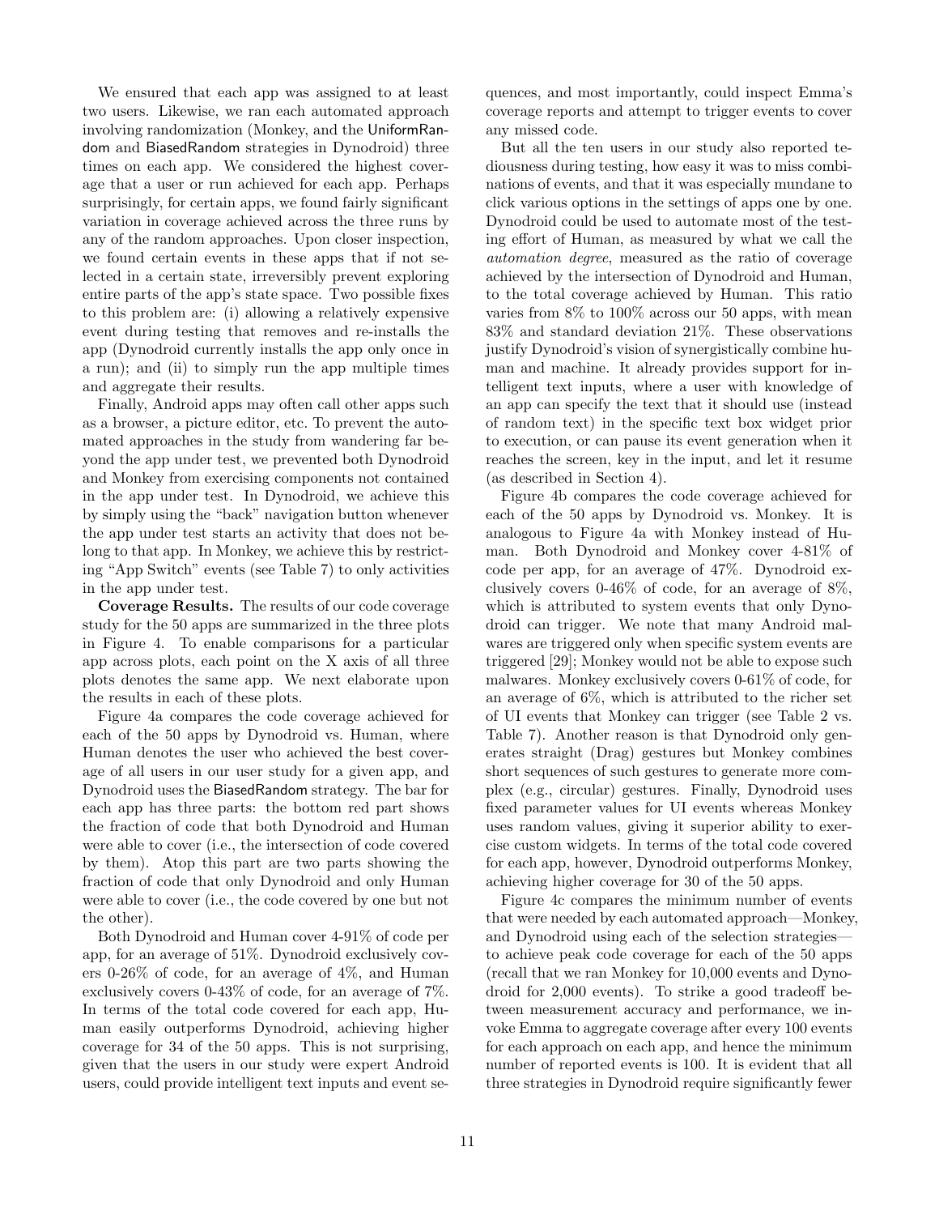We ensured that each app was assigned to at least two users. Likewise, we ran each automated approach involving randomization (Monkey, and the UniformRandom and BiasedRandom strategies in Dynodroid) three times on each app. We considered the highest coverage that a user or run achieved for each app. Perhaps surprisingly, for certain apps, we found fairly significant variation in coverage achieved across the three runs by any of the random approaches. Upon closer inspection, we found certain events in these apps that if not selected in a certain state, irreversibly prevent exploring entire parts of the app's state space. Two possible fixes to this problem are: (i) allowing a relatively expensive event during testing that removes and re-installs the app (Dynodroid currently installs the app only once in a run); and (ii) to simply run the app multiple times and aggregate their results.

Finally, Android apps may often call other apps such as a browser, a picture editor, etc. To prevent the automated approaches in the study from wandering far beyond the app under test, we prevented both Dynodroid and Monkey from exercising components not contained in the app under test. In Dynodroid, we achieve this by simply using the "back" navigation button whenever the app under test starts an activity that does not belong to that app. In Monkey, we achieve this by restricting "App Switch" events (see Table 7) to only activities in the app under test.

**Coverage Results.** The results of our code coverage study for the 50 apps are summarized in the three plots in Figure 4. To enable comparisons for a particular app across plots, each point on the X axis of all three plots denotes the same app. We next elaborate upon the results in each of these plots.

Figure 4a compares the code coverage achieved for each of the 50 apps by Dynodroid vs. Human, where Human denotes the user who achieved the best coverage of all users in our user study for a given app, and Dynodroid uses the BiasedRandom strategy. The bar for each app has three parts: the bottom red part shows the fraction of code that both Dynodroid and Human were able to cover (i.e., the intersection of code covered by them). Atop this part are two parts showing the fraction of code that only Dynodroid and only Human were able to cover (i.e., the code covered by one but not the other).

Both Dynodroid and Human cover 4-91% of code per app, for an average of 51%. Dynodroid exclusively covers 0-26% of code, for an average of 4%, and Human exclusively covers 0-43% of code, for an average of 7%. In terms of the total code covered for each app, Human easily outperforms Dynodroid, achieving higher coverage for 34 of the 50 apps. This is not surprising, given that the users in our study were expert Android users, could provide intelligent text inputs and event sequences, and most importantly, could inspect Emma's coverage reports and attempt to trigger events to cover any missed code.

But all the ten users in our study also reported tediousness during testing, how easy it was to miss combinations of events, and that it was especially mundane to click various options in the settings of apps one by one. Dynodroid could be used to automate most of the testing effort of Human, as measured by what we call the *automation degree*, measured as the ratio of coverage achieved by the intersection of Dynodroid and Human, to the total coverage achieved by Human. This ratio varies from 8% to 100% across our 50 apps, with mean 83% and standard deviation 21%. These observations justify Dynodroid's vision of synergistically combine human and machine. It already provides support for intelligent text inputs, where a user with knowledge of an app can specify the text that it should use (instead of random text) in the specific text box widget prior to execution, or can pause its event generation when it reaches the screen, key in the input, and let it resume (as described in Section 4).

Figure 4b compares the code coverage achieved for each of the 50 apps by Dynodroid vs. Monkey. It is analogous to Figure 4a with Monkey instead of Human. Both Dynodroid and Monkey cover 4-81% of code per app, for an average of 47%. Dynodroid exclusively covers 0-46% of code, for an average of 8%, which is attributed to system events that only Dynodroid can trigger. We note that many Android malwares are triggered only when specific system events are triggered [29]; Monkey would not be able to expose such malwares. Monkey exclusively covers 0-61% of code, for an average of 6%, which is attributed to the richer set of UI events that Monkey can trigger (see Table 2 vs. Table 7). Another reason is that Dynodroid only generates straight (Drag) gestures but Monkey combines short sequences of such gestures to generate more complex (e.g., circular) gestures. Finally, Dynodroid uses fixed parameter values for UI events whereas Monkey uses random values, giving it superior ability to exercise custom widgets. In terms of the total code covered for each app, however, Dynodroid outperforms Monkey, achieving higher coverage for 30 of the 50 apps.

Figure 4c compares the minimum number of events that were needed by each automated approach—Monkey, and Dynodroid using each of the selection strategies—to achieve peak code coverage for each of the 50 apps (recall that we ran Monkey for 10,000 events and Dynodroid for 2,000 events). To strike a good tradeoff between measurement accuracy and performance, we invoke Emma to aggregate coverage after every 100 events for each approach on each app, and hence the minimum number of reported events is 100. It is evident that all three strategies in Dynodroid require significantly fewer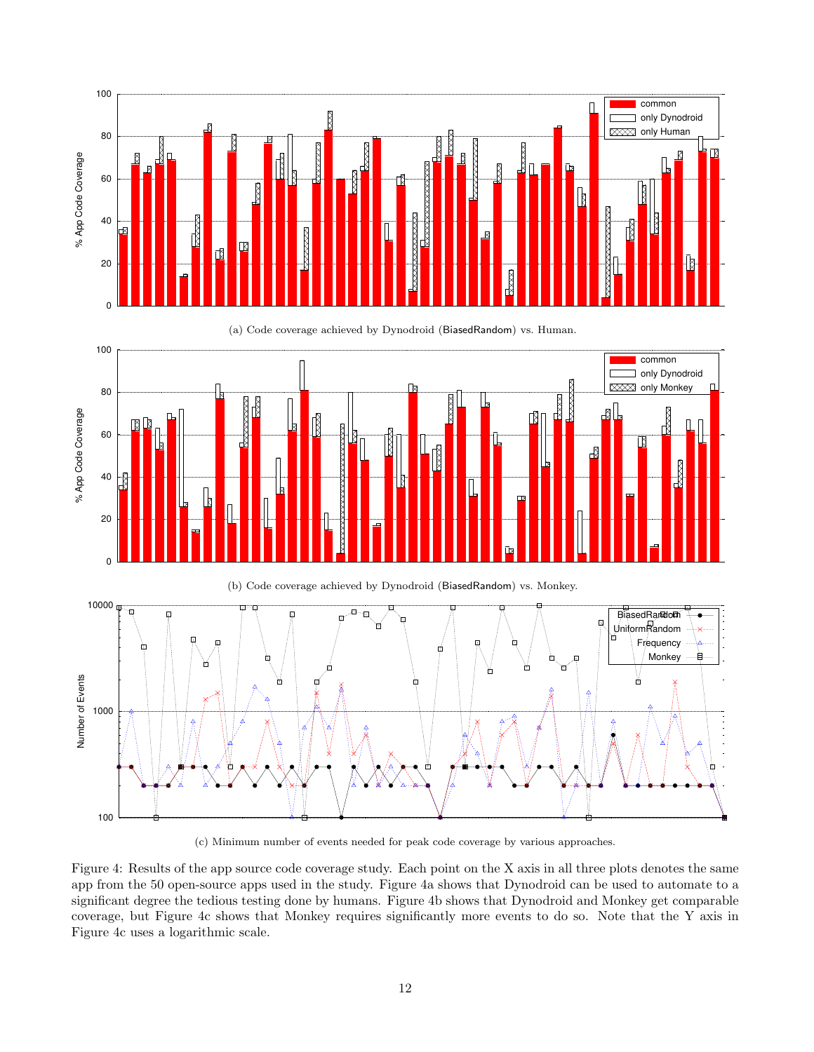(a) Code coverage achieved by Dynodroid (BiasedRandom) vs. Human.

(b) Code coverage achieved by Dynodroid (BiasedRandom) vs. Monkey.

(c) Minimum number of events needed for peak code coverage by various approaches.

Figure 4: Results of the app source code coverage study. Each point on the X axis in all three plots denotes the same app from the 50 open-source apps used in the study. Figure 4a shows that Dynodroid can be used to automate to a significant degree the tedious testing done by humans. Figure 4b shows that Dynodroid and Monkey get comparable coverage, but Figure 4c shows that Monkey requires significantly more events to do so. Note that the Y axis in Figure 4c uses a logarithmic scale.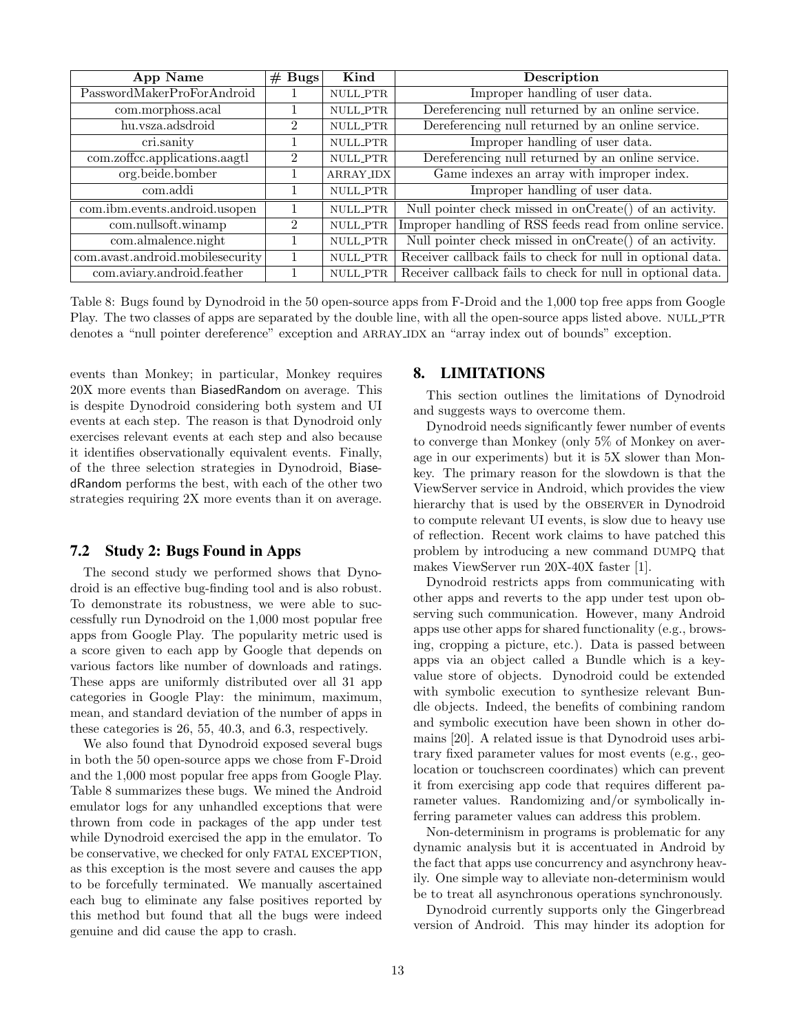| App Name | # Bugs | Kind | Description |
|---|---|---|---|
| PasswordMakerProForAndroid | 1 | NULL_PTR | Improper handling of user data. |
| com.morphoss.acal | 1 | NULL_PTR | Dereferencing null returned by an online service. |
| hu.vsza.adsdroid | 2 | NULL_PTR | Dereferencing null returned by an online service. |
| cri.sanity | 1 | NULL_PTR | Improper handling of user data. |
| com.zoffcc.applications.aagtl | 2 | NULL_PTR | Dereferencing null returned by an online service. |
| org.beide.bomber | 1 | ARRAY_IDX | Game indexes an array with improper index. |
| com.addi | 1 | NULL_PTR | Improper handling of user data. |
| com.ibm.events.android.usopen | 1 | NULL_PTR | Null pointer check missed in onCreate() of an activity. |
| com.nullsoft.winamp | 2 | NULL_PTR | Improper handling of RSS feeds read from online service. |
| com.almalence.night | 1 | NULL_PTR | Null pointer check missed in onCreate() of an activity. |
| com.avast.android.mobilesecurity | 1 | NULL_PTR | Receiver callback fails to check for null in optional data. |
| com.aviary.android.feather | 1 | NULL_PTR | Receiver callback fails to check for null in optional data. |

Table 8: Bugs found by Dynodroid in the 50 open-source apps from F-Droid and the 1,000 top free apps from Google Play. The two classes of apps are separated by the double line, with all the open-source apps listed above. NULL_PTR denotes a "null pointer dereference" exception and ARRAY_IDX an "array index out of bounds" exception.

events than Monkey; in particular, Monkey requires 20X more events than BiasedRandom on average. This is despite Dynodroid considering both system and UI events at each step. The reason is that Dynodroid only exercises relevant events at each step and also because it identifies observationally equivalent events. Finally, of the three selection strategies in Dynodroid, BiasedRandom performs the best, with each of the other two strategies requiring 2X more events than it on average.

### 7.2 Study 2: Bugs Found in Apps

The second study we performed shows that Dynodroid is an effective bug-finding tool and is also robust. To demonstrate its robustness, we were able to successfully run Dynodroid on the 1,000 most popular free apps from Google Play. The popularity metric used is a score given to each app by Google that depends on various factors like number of downloads and ratings. These apps are uniformly distributed over all 31 app categories in Google Play: the minimum, maximum, mean, and standard deviation of the number of apps in these categories is 26, 55, 40.3, and 6.3, respectively.

We also found that Dynodroid exposed several bugs in both the 50 open-source apps we chose from F-Droid and the 1,000 most popular free apps from Google Play. Table 8 summarizes these bugs. We mined the Android emulator logs for any unhandled exceptions that were thrown from code in packages of the app under test while Dynodroid exercised the app in the emulator. To be conservative, we checked for only FATAL EXCEPTION, as this exception is the most severe and causes the app to be forcefully terminated. We manually ascertained each bug to eliminate any false positives reported by this method but found that all the bugs were indeed genuine and did cause the app to crash.

## 8. LIMITATIONS

This section outlines the limitations of Dynodroid and suggests ways to overcome them.

Dynodroid needs significantly fewer number of events to converge than Monkey (only 5% of Monkey on average in our experiments) but it is 5X slower than Monkey. The primary reason for the slowdown is that the ViewServer service in Android, which provides the view hierarchy that is used by the OBSERVER in Dynodroid to compute relevant UI events, is slow due to heavy use of reflection. Recent work claims to have patched this problem by introducing a new command DUMPQ that makes ViewServer run 20X-40X faster [1].

Dynodroid restricts apps from communicating with other apps and reverts to the app under test upon observing such communication. However, many Android apps use other apps for shared functionality (e.g., browsing, cropping a picture, etc.). Data is passed between apps via an object called a Bundle which is a key-value store of objects. Dynodroid could be extended with symbolic execution to synthesize relevant Bundle objects. Indeed, the benefits of combining random and symbolic execution have been shown in other domains [20]. A related issue is that Dynodroid uses arbitrary fixed parameter values for most events (e.g., geo-location or touchscreen coordinates) which can prevent it from exercising app code that requires different parameter values. Randomizing and/or symbolically inferring parameter values can address this problem.

Non-determinism in programs is problematic for any dynamic analysis but it is accentuated in Android by the fact that apps use concurrency and asynchrony heavily. One simple way to alleviate non-determinism would be to treat all asynchronous operations synchronously.

Dynodroid currently supports only the Gingerbread version of Android. This may hinder its adoption for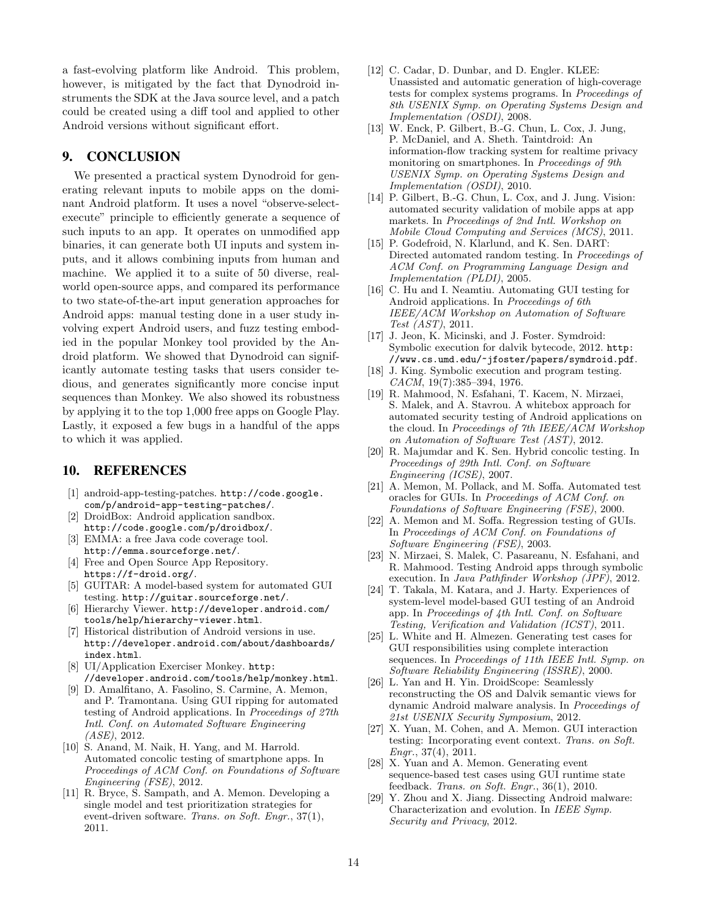a fast-evolving platform like Android. This problem, however, is mitigated by the fact that Dynodroid instruments the SDK at the Java source level, and a patch could be created using a diff tool and applied to other Android versions without significant effort.

## 9. CONCLUSION

We presented a practical system Dynodroid for generating relevant inputs to mobile apps on the dominant Android platform. It uses a novel "observe-select-execute" principle to efficiently generate a sequence of such inputs to an app. It operates on unmodified app binaries, it can generate both UI inputs and system inputs, and it allows combining inputs from human and machine. We applied it to a suite of 50 diverse, real-world open-source apps, and compared its performance to two state-of-the-art input generation approaches for Android apps: manual testing done in a user study involving expert Android users, and fuzz testing embodied in the popular Monkey tool provided by the Android platform. We showed that Dynodroid can significantly automate testing tasks that users consider tedious, and generates significantly more concise input sequences than Monkey. We also showed its robustness by applying it to the top 1,000 free apps on Google Play. Lastly, it exposed a few bugs in a handful of the apps to which it was applied.

## 10. REFERENCES

[1] android-app-testing-patches. `http://code.google.com/p/android-app-testing-patches/`.

[2] DroidBox: Android application sandbox. `http://code.google.com/p/droidbox/`.

[3] EMMA: a free Java code coverage tool. `http://emma.sourceforge.net/`.

[4] Free and Open Source App Repository. `https://f-droid.org/`.

[5] GUITAR: A model-based system for automated GUI testing. `http://guitar.sourceforge.net/`.

[6] Hierarchy Viewer. `http://developer.android.com/tools/help/hierarchy-viewer.html`.

[7] Historical distribution of Android versions in use. `http://developer.android.com/about/dashboards/index.html`.

[8] UI/Application Exerciser Monkey. `http://developer.android.com/tools/help/monkey.html`.

[9] D. Amalfitano, A. Fasolino, S. Carmine, A. Memon, and P. Tramontana. Using GUI ripping for automated testing of Android applications. In *Proceedings of 27th Intl. Conf. on Automated Software Engineering (ASE)*, 2012.

[10] S. Anand, M. Naik, H. Yang, and M. Harrold. Automated concolic testing of smartphone apps. In *Proceedings of ACM Conf. on Foundations of Software Engineering (FSE)*, 2012.

[11] R. Bryce, S. Sampath, and A. Memon. Developing a single model and test prioritization strategies for event-driven software. *Trans. on Soft. Engr.*, 37(1), 2011.

[12] C. Cadar, D. Dunbar, and D. Engler. KLEE: Unassisted and automatic generation of high-coverage tests for complex systems programs. In *Proceedings of 8th USENIX Symp. on Operating Systems Design and Implementation (OSDI)*, 2008.

[13] W. Enck, P. Gilbert, B.-G. Chun, L. Cox, J. Jung, P. McDaniel, and A. Sheth. Taintdroid: An information-flow tracking system for realtime privacy monitoring on smartphones. In *Proceedings of 9th USENIX Symp. on Operating Systems Design and Implementation (OSDI)*, 2010.

[14] P. Gilbert, B.-G. Chun, L. Cox, and J. Jung. Vision: automated security validation of mobile apps at app markets. In *Proceedings of 2nd Intl. Workshop on Mobile Cloud Computing and Services (MCS)*, 2011.

[15] P. Godefroid, N. Klarlund, and K. Sen. DART: Directed automated random testing. In *Proceedings of ACM Conf. on Programming Language Design and Implementation (PLDI)*, 2005.

[16] C. Hu and I. Neamtiu. Automating GUI testing for Android applications. In *Proceedings of 6th IEEE/ACM Workshop on Automation of Software Test (AST)*, 2011.

[17] J. Jeon, K. Micinski, and J. Foster. Symdroid: Symbolic execution for dalvik bytecode, 2012. `http://www.cs.umd.edu/~jfoster/papers/symdroid.pdf`.

[18] J. King. Symbolic execution and program testing. *CACM*, 19(7):385–394, 1976.

[19] R. Mahmood, N. Esfahani, T. Kacem, N. Mirzaei, S. Malek, and A. Stavrou. A whitebox approach for automated security testing of Android applications on the cloud. In *Proceedings of 7th IEEE/ACM Workshop on Automation of Software Test (AST)*, 2012.

[20] R. Majumdar and K. Sen. Hybrid concolic testing. In *Proceedings of 29th Intl. Conf. on Software Engineering (ICSE)*, 2007.

[21] A. Memon, M. Pollack, and M. Soffa. Automated test oracles for GUIs. In *Proceedings of ACM Conf. on Foundations of Software Engineering (FSE)*, 2000.

[22] A. Memon and M. Soffa. Regression testing of GUIs. In *Proceedings of ACM Conf. on Foundations of Software Engineering (FSE)*, 2003.

[23] N. Mirzaei, S. Malek, C. Pasareanu, N. Esfahani, and R. Mahmood. Testing Android apps through symbolic execution. In *Java Pathfinder Workshop (JPF)*, 2012.

[24] T. Takala, M. Katara, and J. Harty. Experiences of system-level model-based GUI testing of an Android app. In *Proceedings of 4th Intl. Conf. on Software Testing, Verification and Validation (ICST)*, 2011.

[25] L. White and H. Almezen. Generating test cases for GUI responsibilities using complete interaction sequences. In *Proceedings of 11th IEEE Intl. Symp. on Software Reliability Engineering (ISSRE)*, 2000.

[26] L. Yan and H. Yin. DroidScope: Seamlessly reconstructing the OS and Dalvik semantic views for dynamic Android malware analysis. In *Proceedings of 21st USENIX Security Symposium*, 2012.

[27] X. Yuan, M. Cohen, and A. Memon. GUI interaction testing: Incorporating event context. *Trans. on Soft. Engr.*, 37(4), 2011.

[28] X. Yuan and A. Memon. Generating event sequence-based test cases using GUI runtime state feedback. *Trans. on Soft. Engr.*, 36(1), 2010.

[29] Y. Zhou and X. Jiang. Dissecting Android malware: Characterization and evolution. In *IEEE Symp. Security and Privacy*, 2012.